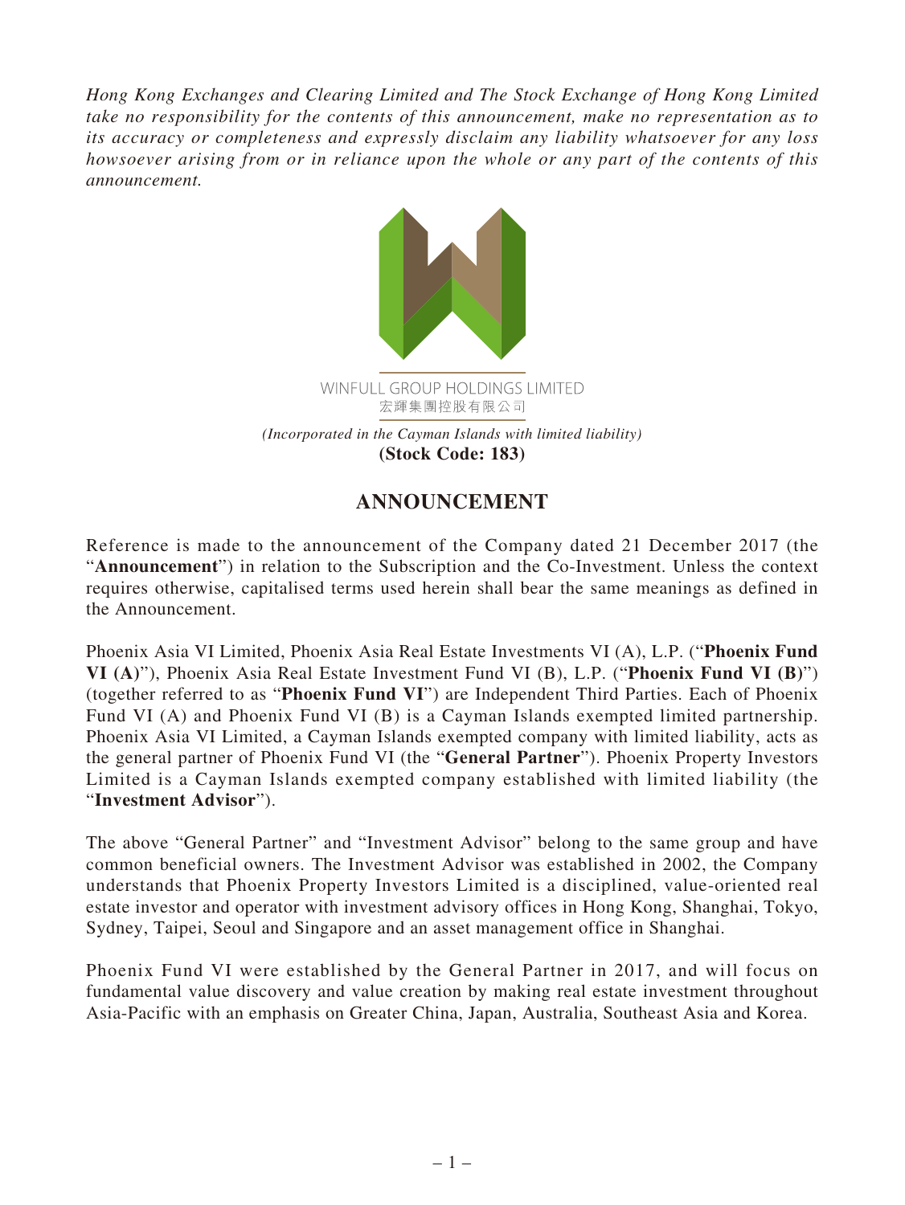*Hong Kong Exchanges and Clearing Limited and The Stock Exchange of Hong Kong Limited take no responsibility for the contents of this announcement, make no representation as to its accuracy or completeness and expressly disclaim any liability whatsoever for any loss howsoever arising from or in reliance upon the whole or any part of the contents of this announcement.*

WINFULL GROUP HOLDINGS LIMITED
宏輝集團控股有限公司

*(Incorporated in the Cayman Islands with limited liability)*
**(Stock Code: 183)**

# ANNOUNCEMENT

Reference is made to the announcement of the Company dated 21 December 2017 (the "**Announcement**") in relation to the Subscription and the Co-Investment. Unless the context requires otherwise, capitalised terms used herein shall bear the same meanings as defined in the Announcement.

Phoenix Asia VI Limited, Phoenix Asia Real Estate Investments VI (A), L.P. ("**Phoenix Fund VI (A)**"), Phoenix Asia Real Estate Investment Fund VI (B), L.P. ("**Phoenix Fund VI (B)**") (together referred to as "**Phoenix Fund VI**") are Independent Third Parties. Each of Phoenix Fund VI (A) and Phoenix Fund VI (B) is a Cayman Islands exempted limited partnership. Phoenix Asia VI Limited, a Cayman Islands exempted company with limited liability, acts as the general partner of Phoenix Fund VI (the "**General Partner**"). Phoenix Property Investors Limited is a Cayman Islands exempted company established with limited liability (the "**Investment Advisor**").

The above "General Partner" and "Investment Advisor" belong to the same group and have common beneficial owners. The Investment Advisor was established in 2002, the Company understands that Phoenix Property Investors Limited is a disciplined, value-oriented real estate investor and operator with investment advisory offices in Hong Kong, Shanghai, Tokyo, Sydney, Taipei, Seoul and Singapore and an asset management office in Shanghai.

Phoenix Fund VI were established by the General Partner in 2017, and will focus on fundamental value discovery and value creation by making real estate investment throughout Asia-Pacific with an emphasis on Greater China, Japan, Australia, Southeast Asia and Korea.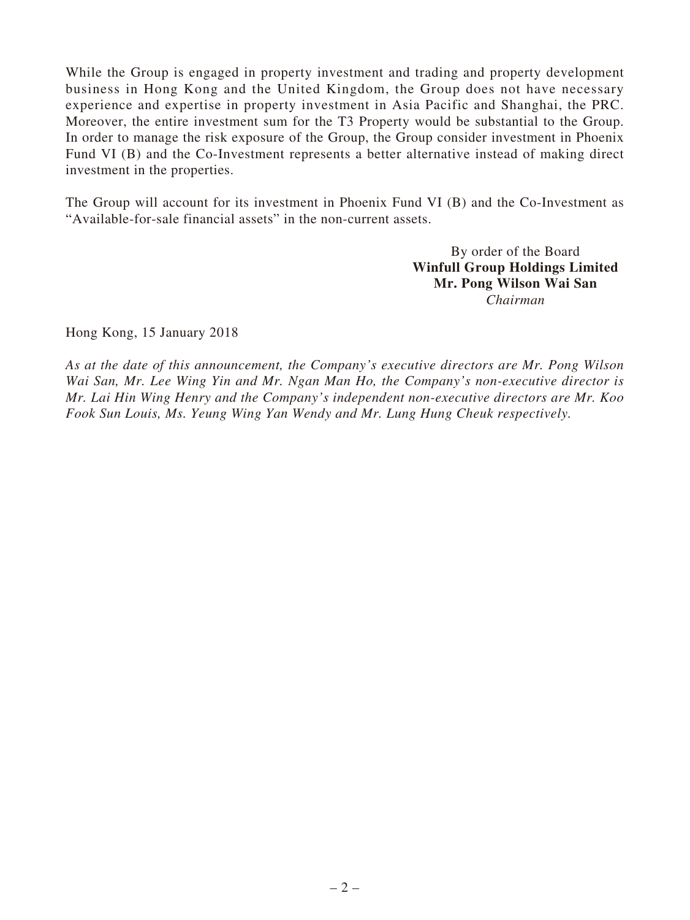While the Group is engaged in property investment and trading and property development business in Hong Kong and the United Kingdom, the Group does not have necessary experience and expertise in property investment in Asia Pacific and Shanghai, the PRC. Moreover, the entire investment sum for the T3 Property would be substantial to the Group. In order to manage the risk exposure of the Group, the Group consider investment in Phoenix Fund VI (B) and the Co-Investment represents a better alternative instead of making direct investment in the properties.

The Group will account for its investment in Phoenix Fund VI (B) and the Co-Investment as "Available-for-sale financial assets" in the non-current assets.

By order of the Board
**Winfull Group Holdings Limited**
**Mr. Pong Wilson Wai San**
*Chairman*

Hong Kong, 15 January 2018

*As at the date of this announcement, the Company's executive directors are Mr. Pong Wilson Wai San, Mr. Lee Wing Yin and Mr. Ngan Man Ho, the Company's non-executive director is Mr. Lai Hin Wing Henry and the Company's independent non-executive directors are Mr. Koo Fook Sun Louis, Ms. Yeung Wing Yan Wendy and Mr. Lung Hung Cheuk respectively.*